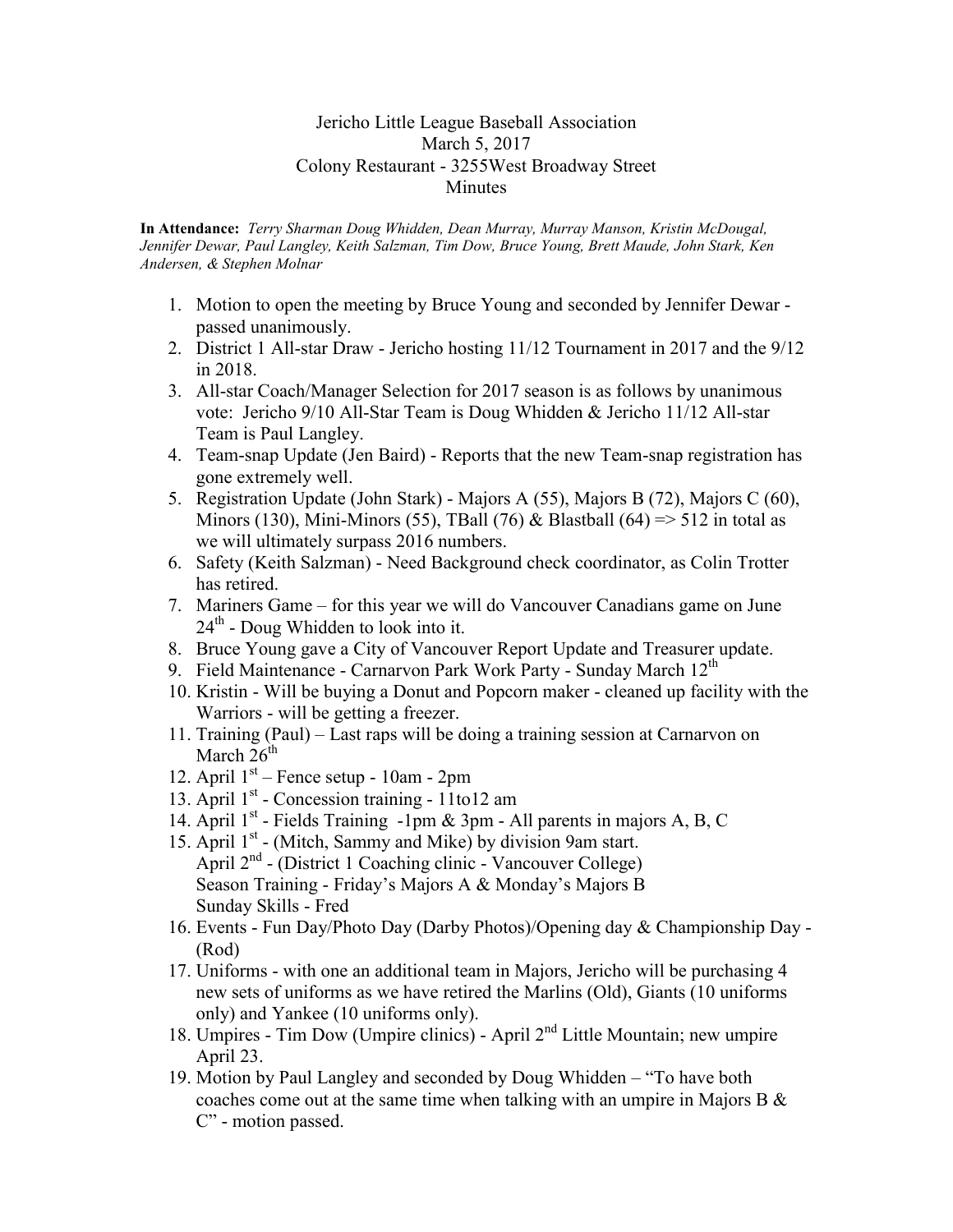# Jericho Little League Baseball Association

March 5, 2017

Colony Restaurant - 3255West Broadway Street

Minutes

**In Attendance:** *Terry Sharman Doug Whidden, Dean Murray, Murray Manson, Kristin McDougal, Jennifer Dewar, Paul Langley, Keith Salzman, Tim Dow, Bruce Young, Brett Maude, John Stark, Ken Andersen, & Stephen Molnar*

1. Motion to open the meeting by Bruce Young and seconded by Jennifer Dewar - passed unanimously.
2. District 1 All-star Draw - Jericho hosting 11/12 Tournament in 2017 and the 9/12 in 2018.
3. All-star Coach/Manager Selection for 2017 season is as follows by unanimous vote: Jericho 9/10 All-Star Team is Doug Whidden & Jericho 11/12 All-star Team is Paul Langley.
4. Team-snap Update (Jen Baird) - Reports that the new Team-snap registration has gone extremely well.
5. Registration Update (John Stark) - Majors A (55), Majors B (72), Majors C (60), Minors (130), Mini-Minors (55), TBall (76) & Blastball (64) => 512 in total as we will ultimately surpass 2016 numbers.
6. Safety (Keith Salzman) - Need Background check coordinator, as Colin Trotter has retired.
7. Mariners Game – for this year we will do Vancouver Canadians game on June 24th - Doug Whidden to look into it.
8. Bruce Young gave a City of Vancouver Report Update and Treasurer update.
9. Field Maintenance - Carnarvon Park Work Party - Sunday March 12th
10. Kristin - Will be buying a Donut and Popcorn maker - cleaned up facility with the Warriors - will be getting a freezer.
11. Training (Paul) – Last raps will be doing a training session at Carnarvon on March 26th
12. April 1st – Fence setup - 10am - 2pm
13. April 1st - Concession training - 11to12 am
14. April 1st - Fields Training -1pm & 3pm - All parents in majors A, B, C
15. April 1st - (Mitch, Sammy and Mike) by division 9am start.
    April 2nd - (District 1 Coaching clinic - Vancouver College)
    Season Training - Friday's Majors A & Monday's Majors B
    Sunday Skills - Fred
16. Events - Fun Day/Photo Day (Darby Photos)/Opening day & Championship Day - (Rod)
17. Uniforms - with one an additional team in Majors, Jericho will be purchasing 4 new sets of uniforms as we have retired the Marlins (Old), Giants (10 uniforms only) and Yankee (10 uniforms only).
18. Umpires - Tim Dow (Umpire clinics) - April 2nd Little Mountain; new umpire April 23.
19. Motion by Paul Langley and seconded by Doug Whidden – "To have both coaches come out at the same time when talking with an umpire in Majors B & C" - motion passed.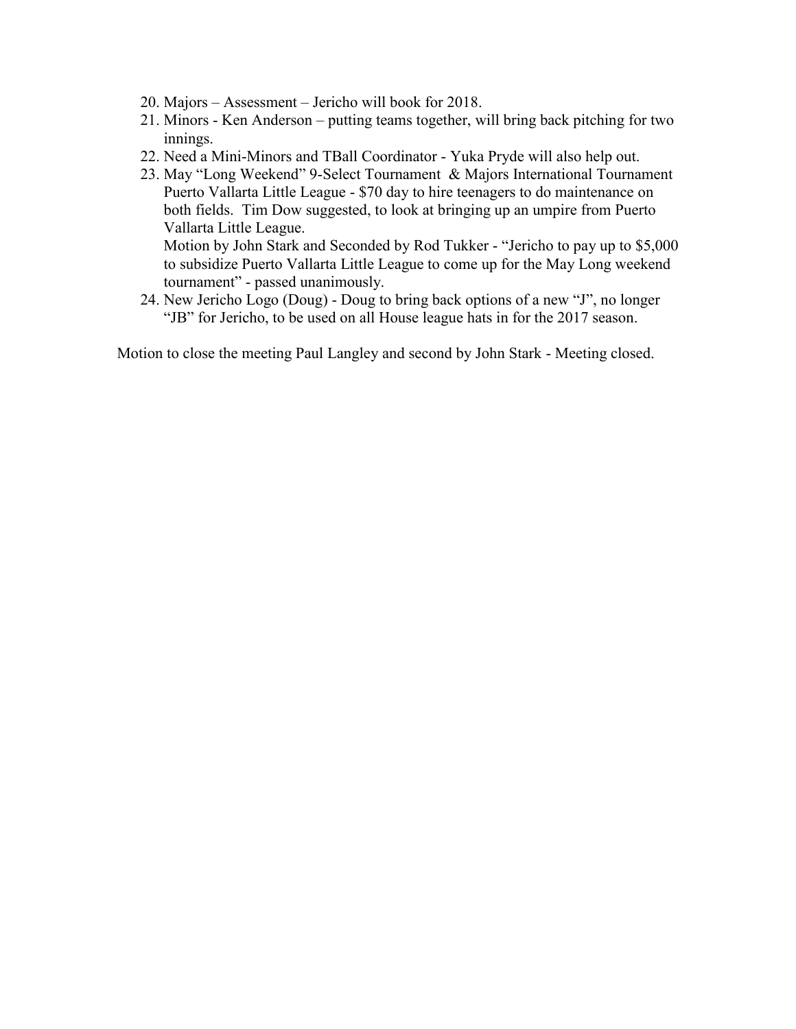20. Majors – Assessment – Jericho will book for 2018.
21. Minors - Ken Anderson – putting teams together, will bring back pitching for two innings.
22. Need a Mini-Minors and TBall Coordinator - Yuka Pryde will also help out.
23. May "Long Weekend" 9-Select Tournament & Majors International Tournament Puerto Vallarta Little League - $70 day to hire teenagers to do maintenance on both fields. Tim Dow suggested, to look at bringing up an umpire from Puerto Vallarta Little League.
    Motion by John Stark and Seconded by Rod Tukker - "Jericho to pay up to $5,000 to subsidize Puerto Vallarta Little League to come up for the May Long weekend tournament" - passed unanimously.
24. New Jericho Logo (Doug) - Doug to bring back options of a new "J", no longer "JB" for Jericho, to be used on all House league hats in for the 2017 season.

Motion to close the meeting Paul Langley and second by John Stark - Meeting closed.